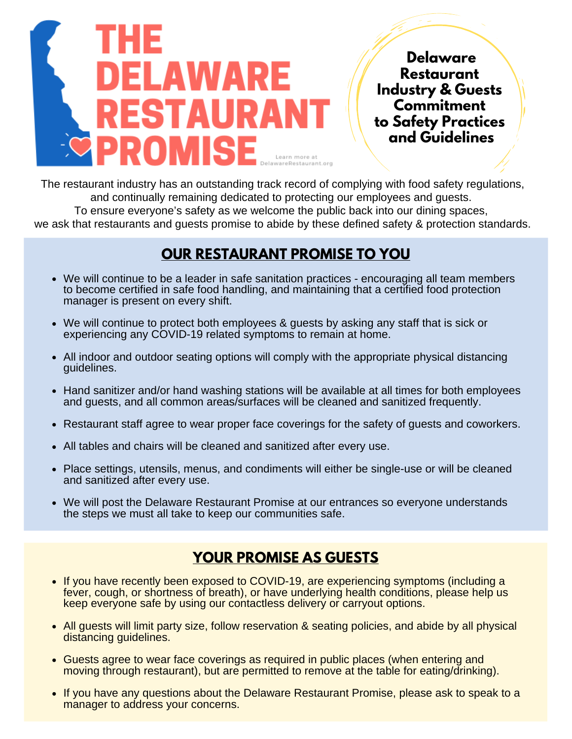# THE DELAWARE RESTAURANT PROMISE

Learn more at DelawareRestaurant.org

**Delaware Restaurant Industry & Guests Commitment to Safety Practices and Guidelines**

The restaurant industry has an outstanding track record of complying with food safety regulations, and continually remaining dedicated to protecting our employees and guests.
To ensure everyone's safety as we welcome the public back into our dining spaces, we ask that restaurants and guests promise to abide by these defined safety & protection standards.

## OUR RESTAURANT PROMISE TO YOU

- We will continue to be a leader in safe sanitation practices - encouraging all team members to become certified in safe food handling, and maintaining that a certified food protection manager is present on every shift.
- We will continue to protect both employees & guests by asking any staff that is sick or experiencing any COVID-19 related symptoms to remain at home.
- All indoor and outdoor seating options will comply with the appropriate physical distancing guidelines.
- Hand sanitizer and/or hand washing stations will be available at all times for both employees and guests, and all common areas/surfaces will be cleaned and sanitized frequently.
- Restaurant staff agree to wear proper face coverings for the safety of guests and coworkers.
- All tables and chairs will be cleaned and sanitized after every use.
- Place settings, utensils, menus, and condiments will either be single-use or will be cleaned and sanitized after every use.
- We will post the Delaware Restaurant Promise at our entrances so everyone understands the steps we must all take to keep our communities safe.

## YOUR PROMISE AS GUESTS

- If you have recently been exposed to COVID-19, are experiencing symptoms (including a fever, cough, or shortness of breath), or have underlying health conditions, please help us keep everyone safe by using our contactless delivery or carryout options.
- All guests will limit party size, follow reservation & seating policies, and abide by all physical distancing guidelines.
- Guests agree to wear face coverings as required in public places (when entering and moving through restaurant), but are permitted to remove at the table for eating/drinking).
- If you have any questions about the Delaware Restaurant Promise, please ask to speak to a manager to address your concerns.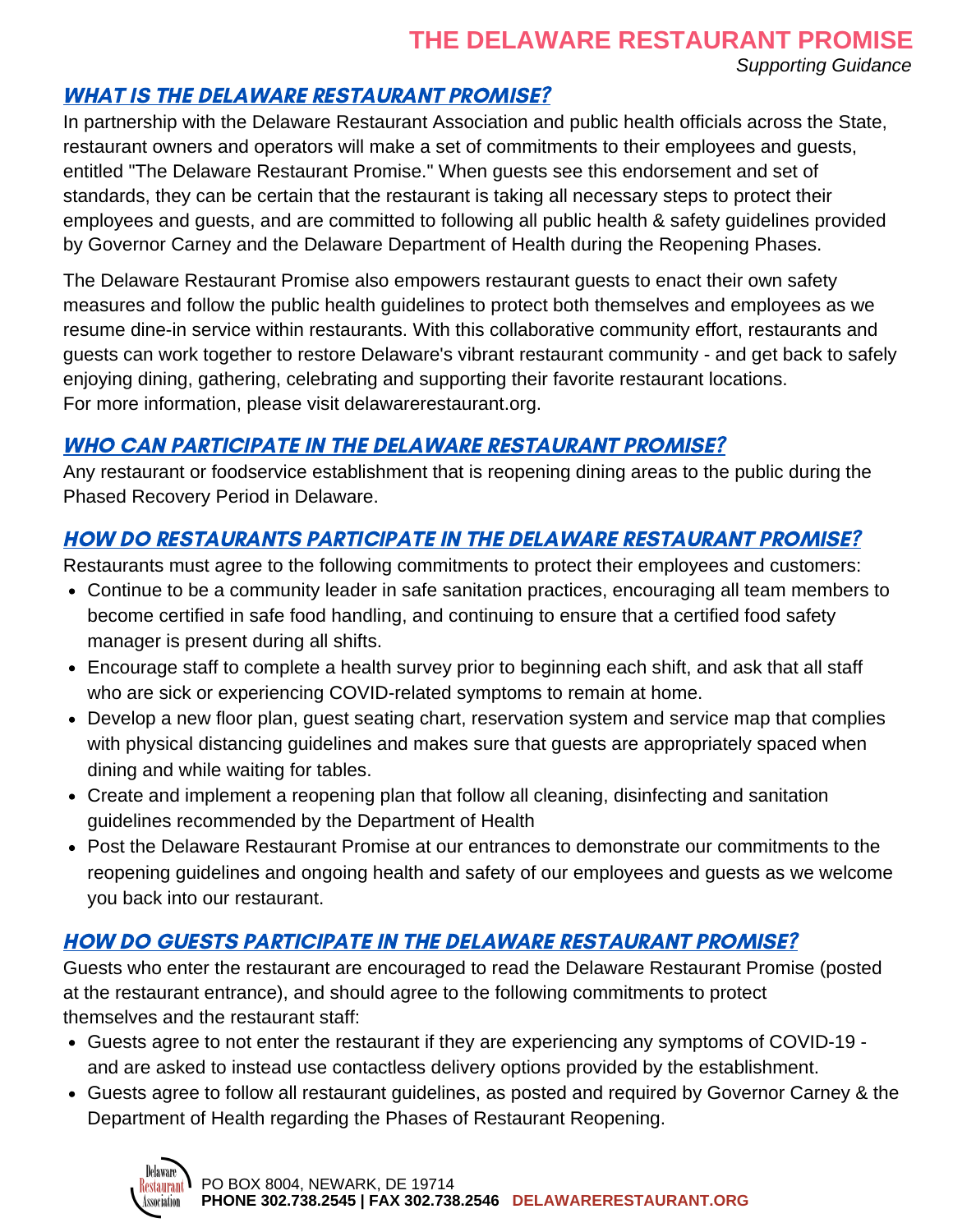# THE DELAWARE RESTAURANT PROMISE

*Supporting Guidance*

## *WHAT IS THE DELAWARE RESTAURANT PROMISE?*

In partnership with the Delaware Restaurant Association and public health officials across the State, restaurant owners and operators will make a set of commitments to their employees and guests, entitled "The Delaware Restaurant Promise." When guests see this endorsement and set of standards, they can be certain that the restaurant is taking all necessary steps to protect their employees and guests, and are committed to following all public health & safety guidelines provided by Governor Carney and the Delaware Department of Health during the Reopening Phases.

The Delaware Restaurant Promise also empowers restaurant guests to enact their own safety measures and follow the public health guidelines to protect both themselves and employees as we resume dine-in service within restaurants. With this collaborative community effort, restaurants and guests can work together to restore Delaware's vibrant restaurant community - and get back to safely enjoying dining, gathering, celebrating and supporting their favorite restaurant locations.
For more information, please visit delawarerestaurant.org.

## *WHO CAN PARTICIPATE IN THE DELAWARE RESTAURANT PROMISE?*

Any restaurant or foodservice establishment that is reopening dining areas to the public during the Phased Recovery Period in Delaware.

## *HOW DO RESTAURANTS PARTICIPATE IN THE DELAWARE RESTAURANT PROMISE?*

Restaurants must agree to the following commitments to protect their employees and customers:

- Continue to be a community leader in safe sanitation practices, encouraging all team members to become certified in safe food handling, and continuing to ensure that a certified food safety manager is present during all shifts.
- Encourage staff to complete a health survey prior to beginning each shift, and ask that all staff who are sick or experiencing COVID-related symptoms to remain at home.
- Develop a new floor plan, guest seating chart, reservation system and service map that complies with physical distancing guidelines and makes sure that guests are appropriately spaced when dining and while waiting for tables.
- Create and implement a reopening plan that follow all cleaning, disinfecting and sanitation guidelines recommended by the Department of Health
- Post the Delaware Restaurant Promise at our entrances to demonstrate our commitments to the reopening guidelines and ongoing health and safety of our employees and guests as we welcome you back into our restaurant.

## *HOW DO GUESTS PARTICIPATE IN THE DELAWARE RESTAURANT PROMISE?*

Guests who enter the restaurant are encouraged to read the Delaware Restaurant Promise (posted at the restaurant entrance), and should agree to the following commitments to protect themselves and the restaurant staff:

- Guests agree to not enter the restaurant if they are experiencing any symptoms of COVID-19 - and are asked to instead use contactless delivery options provided by the establishment.
- Guests agree to follow all restaurant guidelines, as posted and required by Governor Carney & the Department of Health regarding the Phases of Restaurant Reopening.

Delaware Restaurant Association

PO BOX 8004, NEWARK, DE 19714
**PHONE 302.738.2545 | FAX 302.738.2546** **DELAWARERESTAURANT.ORG**